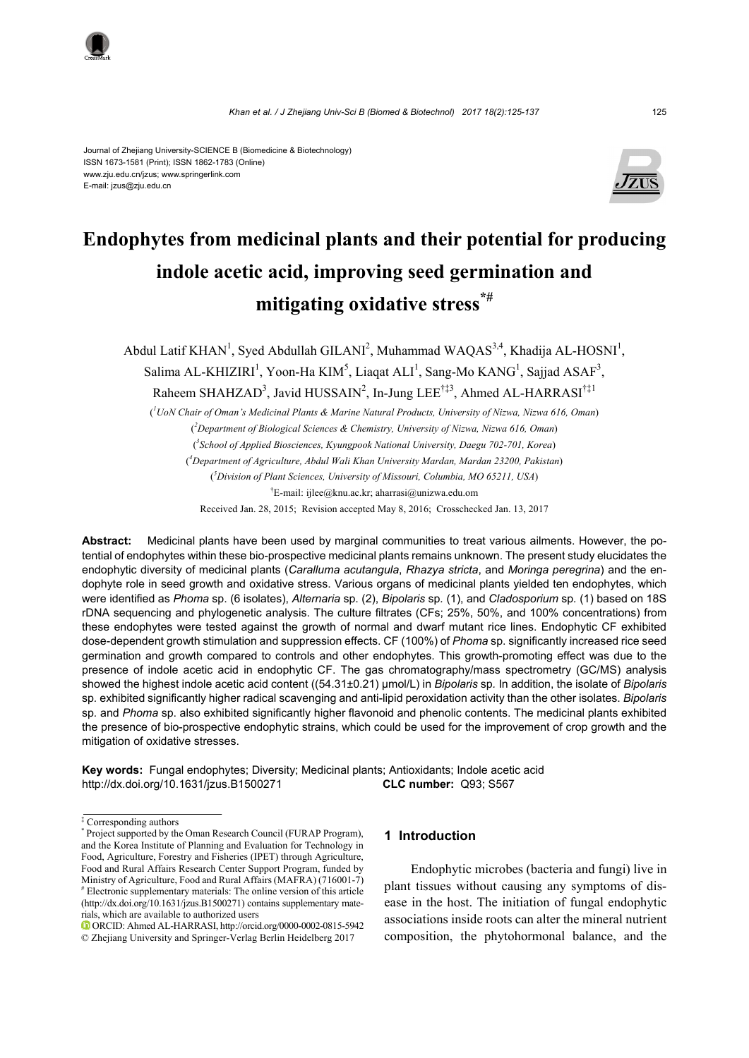Journal of Zhejiang University-SCIENCE B (Biomedicine & Biotechnology)
ISSN 1673-1581 (Print); ISSN 1862-1783 (Online)
www.zju.edu.cn/jzus; www.springerlink.com
E-mail: jzus@zju.edu.cn

# Endophytes from medicinal plants and their potential for producing indole acetic acid, improving seed germination and mitigating oxidative stress[*#]

Abdul Latif KHAN[1], Syed Abdullah GILANI[2], Muhammad WAQAS[3,4], Khadija AL-HOSNI[1], Salima AL-KHIZIRI[1], Yoon-Ha KIM[5], Liaqat ALI[1], Sang-Mo KANG[1], Sajjad ASAF[3], Raheem SHAHZAD[3], Javid HUSSAIN[2], In-Jung LEE[†‡3], Ahmed AL-HARRASI[†‡1]

([1]UoN Chair of Oman's Medicinal Plants & Marine Natural Products, University of Nizwa, Nizwa 616, Oman)
([2]Department of Biological Sciences & Chemistry, University of Nizwa, Nizwa 616, Oman)
([3]School of Applied Biosciences, Kyungpook National University, Daegu 702-701, Korea)
([4]Department of Agriculture, Abdul Wali Khan University Mardan, Mardan 23200, Pakistan)
([5]Division of Plant Sciences, University of Missouri, Columbia, MO 65211, USA)
[†]E-mail: ijlee@knu.ac.kr; aharrasi@unizwa.edu.om

Received Jan. 28, 2015; Revision accepted May 8, 2016; Crosschecked Jan. 13, 2017

**Abstract:** Medicinal plants have been used by marginal communities to treat various ailments. However, the potential of endophytes within these bio-prospective medicinal plants remains unknown. The present study elucidates the endophytic diversity of medicinal plants (*Caralluma acutangula*, *Rhazya stricta*, and *Moringa peregrina*) and the endophyte role in seed growth and oxidative stress. Various organs of medicinal plants yielded ten endophytes, which were identified as *Phoma* sp. (6 isolates), *Alternaria* sp. (2), *Bipolaris* sp. (1), and *Cladosporium* sp. (1) based on 18S rDNA sequencing and phylogenetic analysis. The culture filtrates (CFs; 25%, 50%, and 100% concentrations) from these endophytes were tested against the growth of normal and dwarf mutant rice lines. Endophytic CF exhibited dose-dependent growth stimulation and suppression effects. CF (100%) of *Phoma* sp. significantly increased rice seed germination and growth compared to controls and other endophytes. This growth-promoting effect was due to the presence of indole acetic acid in endophytic CF. The gas chromatography/mass spectrometry (GC/MS) analysis showed the highest indole acetic acid content ((54.31±0.21) μmol/L) in *Bipolaris* sp. In addition, the isolate of *Bipolaris* sp. exhibited significantly higher radical scavenging and anti-lipid peroxidation activity than the other isolates. *Bipolaris* sp. and *Phoma* sp. also exhibited significantly higher flavonoid and phenolic contents. The medicinal plants exhibited the presence of bio-prospective endophytic strains, which could be used for the improvement of crop growth and the mitigation of oxidative stresses.

**Key words:** Fungal endophytes; Diversity; Medicinal plants; Antioxidants; Indole acetic acid
http://dx.doi.org/10.1631/jzus.B1500271 **CLC number:** Q93; S567

## 1 Introduction

Endophytic microbes (bacteria and fungi) live in plant tissues without causing any symptoms of disease in the host. The initiation of fungal endophytic associations inside roots can alter the mineral nutrient composition, the phytohormonal balance, and the

---

[‡] Corresponding authors
[*] Project supported by the Oman Research Council (FURAP Program), and the Korea Institute of Planning and Evaluation for Technology in Food, Agriculture, Forestry and Fisheries (IPET) through Agriculture, Food and Rural Affairs Research Center Support Program, funded by Ministry of Agriculture, Food and Rural Affairs (MAFRA) (716001-7)
[#] Electronic supplementary materials: The online version of this article (http://dx.doi.org/10.1631/jzus.B1500271) contains supplementary materials, which are available to authorized users
ORCID: Ahmed AL-HARRASI, http://orcid.org/0000-0002-0815-5942
© Zhejiang University and Springer-Verlag Berlin Heidelberg 2017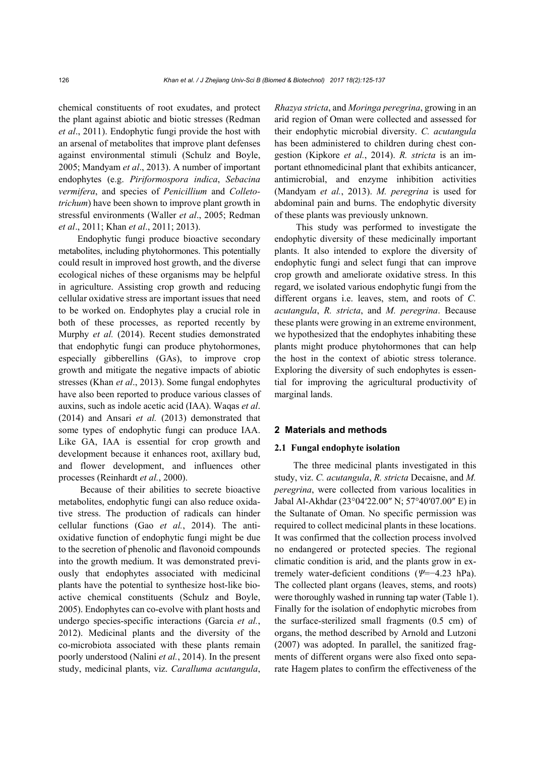chemical constituents of root exudates, and protect the plant against abiotic and biotic stresses (Redman *et al*., 2011). Endophytic fungi provide the host with an arsenal of metabolites that improve plant defenses against environmental stimuli (Schulz and Boyle, 2005; Mandyam *et al*., 2013). A number of important endophytes (e.g. *Piriformospora indica*, *Sebacina vermifera*, and species of *Penicillium* and *Colletotrichum*) have been shown to improve plant growth in stressful environments (Waller *et al*., 2005; Redman *et al*., 2011; Khan *et al*., 2011; 2013).

Endophytic fungi produce bioactive secondary metabolites, including phytohormones. This potentially could result in improved host growth, and the diverse ecological niches of these organisms may be helpful in agriculture. Assisting crop growth and reducing cellular oxidative stress are important issues that need to be worked on. Endophytes play a crucial role in both of these processes, as reported recently by Murphy *et al.* (2014). Recent studies demonstrated that endophytic fungi can produce phytohormones, especially gibberellins (GAs), to improve crop growth and mitigate the negative impacts of abiotic stresses (Khan *et al*., 2013). Some fungal endophytes have also been reported to produce various classes of auxins, such as indole acetic acid (IAA). Waqas *et al*. (2014) and Ansari *et al.* (2013) demonstrated that some types of endophytic fungi can produce IAA. Like GA, IAA is essential for crop growth and development because it enhances root, axillary bud, and flower development, and influences other processes (Reinhardt *et al.*, 2000).

Because of their abilities to secrete bioactive metabolites, endophytic fungi can also reduce oxidative stress. The production of radicals can hinder cellular functions (Gao *et al.*, 2014). The antioxidative function of endophytic fungi might be due to the secretion of phenolic and flavonoid compounds into the growth medium. It was demonstrated previously that endophytes associated with medicinal plants have the potential to synthesize host-like bioactive chemical constituents (Schulz and Boyle, 2005). Endophytes can co-evolve with plant hosts and undergo species-specific interactions (Garcia *et al.*, 2012). Medicinal plants and the diversity of the co-microbiota associated with these plants remain poorly understood (Nalini *et al.*, 2014). In the present study, medicinal plants, viz. *Caralluma acutangula*, *Rhazya stricta*, and *Moringa peregrina*, growing in an arid region of Oman were collected and assessed for their endophytic microbial diversity. *C. acutangula* has been administered to children during chest congestion (Kipkore *et al.*, 2014). *R. stricta* is an important ethnomedicinal plant that exhibits anticancer, antimicrobial, and enzyme inhibition activities (Mandyam *et al.*, 2013). *M. peregrina* is used for abdominal pain and burns. The endophytic diversity of these plants was previously unknown.

This study was performed to investigate the endophytic diversity of these medicinally important plants. It also intended to explore the diversity of endophytic fungi and select fungi that can improve crop growth and ameliorate oxidative stress. In this regard, we isolated various endophytic fungi from the different organs i.e. leaves, stem, and roots of *C. acutangula*, *R. stricta*, and *M. peregrina*. Because these plants were growing in an extreme environment, we hypothesized that the endophytes inhabiting these plants might produce phytohormones that can help the host in the context of abiotic stress tolerance. Exploring the diversity of such endophytes is essential for improving the agricultural productivity of marginal lands.

## 2 Materials and methods

### 2.1 Fungal endophyte isolation

The three medicinal plants investigated in this study, viz. *C. acutangula*, *R. stricta* Decaisne, and *M. peregrina*, were collected from various localities in Jabal Al-Akhdar (23°04′22.00″ N; 57°40′07.00″ E) in the Sultanate of Oman. No specific permission was required to collect medicinal plants in these locations. It was confirmed that the collection process involved no endangered or protected species. The regional climatic condition is arid, and the plants grow in extremely water-deficient conditions ($\Psi$=−4.23 hPa). The collected plant organs (leaves, stems, and roots) were thoroughly washed in running tap water (Table 1). Finally for the isolation of endophytic microbes from the surface-sterilized small fragments (0.5 cm) of organs, the method described by Arnold and Lutzoni (2007) was adopted. In parallel, the sanitized fragments of different organs were also fixed onto separate Hagem plates to confirm the effectiveness of the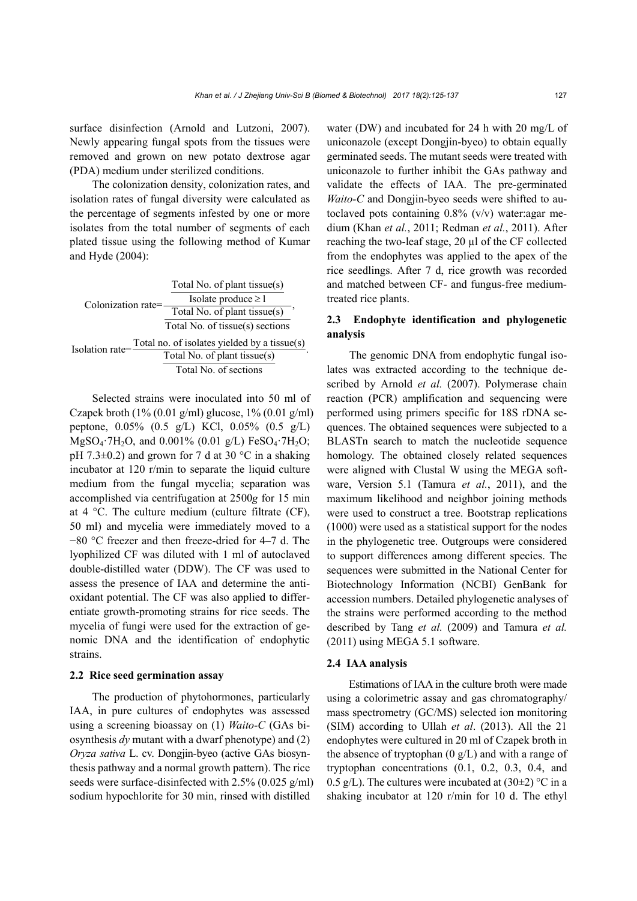surface disinfection (Arnold and Lutzoni, 2007). Newly appearing fungal spots from the tissues were removed and grown on new potato dextrose agar (PDA) medium under sterilized conditions.

The colonization density, colonization rates, and isolation rates of fungal diversity were calculated as the percentage of segments infested by one or more isolates from the total number of segments of each plated tissue using the following method of Kumar and Hyde (2004):

$$\text{Colonization rate}=\frac{\dfrac{\text{Total No. of plant tissue(s)}}{\text{Isolate produce} \geq 1}}{\dfrac{\text{Total No. of plant tissue(s)}}{\text{Total No. of tissue(s) sections}}},$$

$$\text{Isolation rate}=\frac{\text{Total no. of isolates yielded by a tissue(s)}}{\dfrac{\text{Total No. of plant tissue(s)}}{\text{Total No. of sections}}}.$$

Selected strains were inoculated into 50 ml of Czapek broth (1% (0.01 g/ml) glucose, 1% (0.01 g/ml) peptone, 0.05% (0.5 g/L) KCl, 0.05% (0.5 g/L) $MgSO_4 \cdot 7H_2O$, and 0.001% (0.01 g/L) $FeSO_4 \cdot 7H_2O$; pH 7.3±0.2) and grown for 7 d at 30 °C in a shaking incubator at 120 r/min to separate the liquid culture medium from the fungal mycelia; separation was accomplished via centrifugation at 2500*g* for 15 min at 4 °C. The culture medium (culture filtrate (CF), 50 ml) and mycelia were immediately moved to a −80 °C freezer and then freeze-dried for 4–7 d. The lyophilized CF was diluted with 1 ml of autoclaved double-distilled water (DDW). The CF was used to assess the presence of IAA and determine the antioxidant potential. The CF was also applied to differentiate growth-promoting strains for rice seeds. The mycelia of fungi were used for the extraction of genomic DNA and the identification of endophytic strains.

### 2.2 Rice seed germination assay

The production of phytohormones, particularly IAA, in pure cultures of endophytes was assessed using a screening bioassay on (1) *Waito-C* (GAs biosynthesis *dy* mutant with a dwarf phenotype) and (2) *Oryza sativa* L. cv. Dongjin-byeo (active GAs biosynthesis pathway and a normal growth pattern). The rice seeds were surface-disinfected with 2.5% (0.025 g/ml) sodium hypochlorite for 30 min, rinsed with distilled water (DW) and incubated for 24 h with 20 mg/L of uniconazole (except Dongjin-byeo) to obtain equally germinated seeds. The mutant seeds were treated with uniconazole to further inhibit the GAs pathway and validate the effects of IAA. The pre-germinated *Waito-C* and Dongjin-byeo seeds were shifted to autoclaved pots containing 0.8% (v/v) water:agar medium (Khan *et al.*, 2011; Redman *et al.*, 2011). After reaching the two-leaf stage, 20 μl of the CF collected from the endophytes was applied to the apex of the rice seedlings. After 7 d, rice growth was recorded and matched between CF- and fungus-free medium-treated rice plants.

### 2.3 Endophyte identification and phylogenetic analysis

The genomic DNA from endophytic fungal isolates was extracted according to the technique described by Arnold *et al.* (2007). Polymerase chain reaction (PCR) amplification and sequencing were performed using primers specific for 18S rDNA sequences. The obtained sequences were subjected to a BLASTn search to match the nucleotide sequence homology. The obtained closely related sequences were aligned with Clustal W using the MEGA software, Version 5.1 (Tamura *et al.*, 2011), and the maximum likelihood and neighbor joining methods were used to construct a tree. Bootstrap replications (1000) were used as a statistical support for the nodes in the phylogenetic tree. Outgroups were considered to support differences among different species. The sequences were submitted in the National Center for Biotechnology Information (NCBI) GenBank for accession numbers. Detailed phylogenetic analyses of the strains were performed according to the method described by Tang *et al.* (2009) and Tamura *et al.* (2011) using MEGA 5.1 software.

### 2.4 IAA analysis

Estimations of IAA in the culture broth were made using a colorimetric assay and gas chromatography/mass spectrometry (GC/MS) selected ion monitoring (SIM) according to Ullah *et al*. (2013). All the 21 endophytes were cultured in 20 ml of Czapek broth in the absence of tryptophan (0 g/L) and with a range of tryptophan concentrations (0.1, 0.2, 0.3, 0.4, and 0.5 g/L). The cultures were incubated at (30±2) °C in a shaking incubator at 120 r/min for 10 d. The ethyl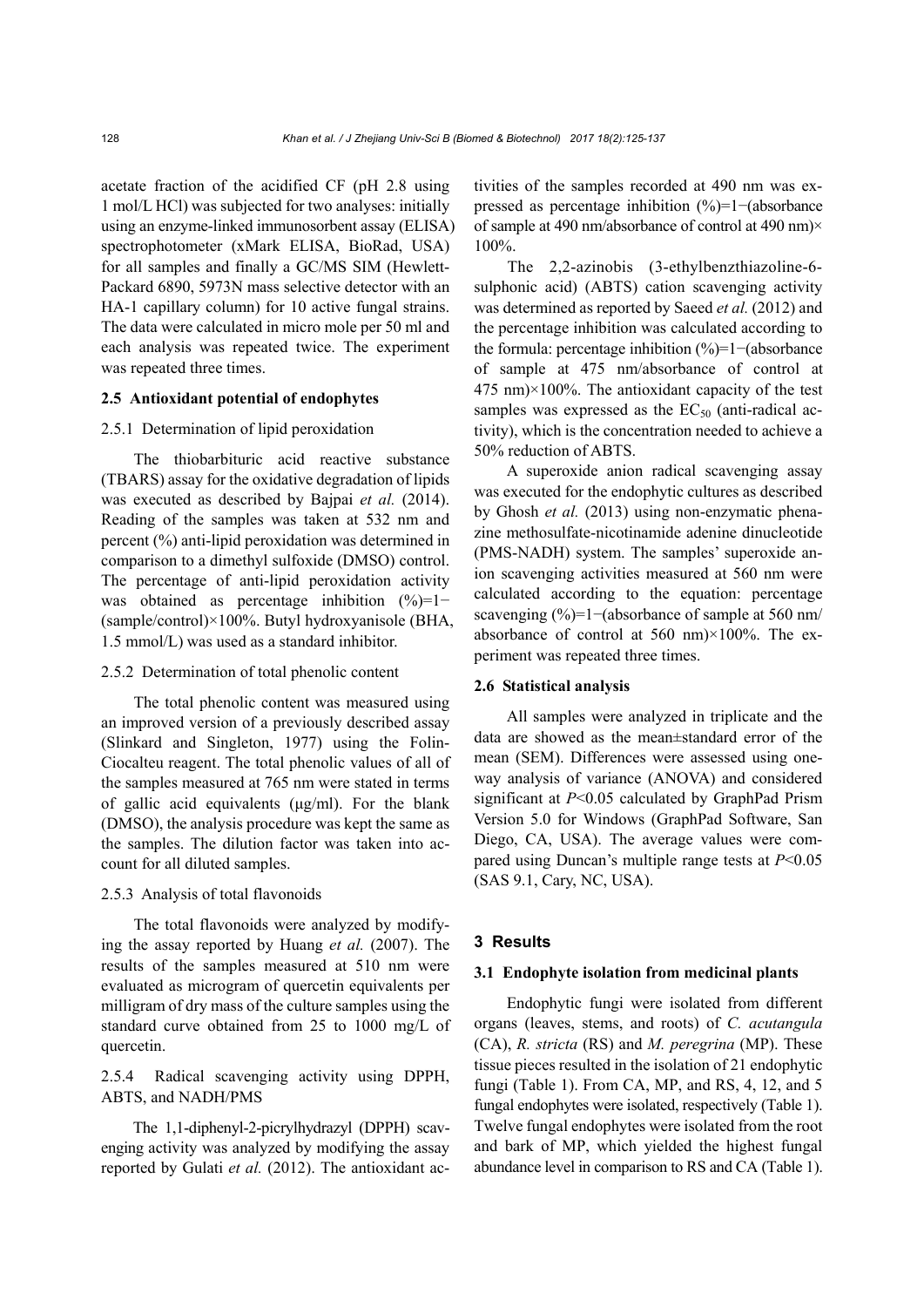acetate fraction of the acidified CF (pH 2.8 using 1 mol/L HCl) was subjected for two analyses: initially using an enzyme-linked immunosorbent assay (ELISA) spectrophotometer (xMark ELISA, BioRad, USA) for all samples and finally a GC/MS SIM (Hewlett-Packard 6890, 5973N mass selective detector with an HA-1 capillary column) for 10 active fungal strains. The data were calculated in micro mole per 50 ml and each analysis was repeated twice. The experiment was repeated three times.

### 2.5 Antioxidant potential of endophytes

#### 2.5.1 Determination of lipid peroxidation

The thiobarbituric acid reactive substance (TBARS) assay for the oxidative degradation of lipids was executed as described by Bajpai *et al.* (2014). Reading of the samples was taken at 532 nm and percent (%) anti-lipid peroxidation was determined in comparison to a dimethyl sulfoxide (DMSO) control. The percentage of anti-lipid peroxidation activity was obtained as percentage inhibition (%)=1−(sample/control)×100%. Butyl hydroxyanisole (BHA, 1.5 mmol/L) was used as a standard inhibitor.

#### 2.5.2 Determination of total phenolic content

The total phenolic content was measured using an improved version of a previously described assay (Slinkard and Singleton, 1977) using the Folin-Ciocalteu reagent. The total phenolic values of all of the samples measured at 765 nm were stated in terms of gallic acid equivalents (μg/ml). For the blank (DMSO), the analysis procedure was kept the same as the samples. The dilution factor was taken into account for all diluted samples.

#### 2.5.3 Analysis of total flavonoids

The total flavonoids were analyzed by modifying the assay reported by Huang *et al.* (2007). The results of the samples measured at 510 nm were evaluated as microgram of quercetin equivalents per milligram of dry mass of the culture samples using the standard curve obtained from 25 to 1000 mg/L of quercetin.

#### 2.5.4 Radical scavenging activity using DPPH, ABTS, and NADH/PMS

The 1,1-diphenyl-2-picrylhydrazyl (DPPH) scavenging activity was analyzed by modifying the assay reported by Gulati *et al.* (2012). The antioxidant activities of the samples recorded at 490 nm was expressed as percentage inhibition (%)=1−(absorbance of sample at 490 nm/absorbance of control at 490 nm)×100%.

The 2,2-azinobis (3-ethylbenzthiazoline-6-sulphonic acid) (ABTS) cation scavenging activity was determined as reported by Saeed *et al.* (2012) and the percentage inhibition was calculated according to the formula: percentage inhibition (%)=1−(absorbance of sample at 475 nm/absorbance of control at 475 nm)×100%. The antioxidant capacity of the test samples was expressed as the $EC_{50}$ (anti-radical activity), which is the concentration needed to achieve a 50% reduction of ABTS.

A superoxide anion radical scavenging assay was executed for the endophytic cultures as described by Ghosh *et al.* (2013) using non-enzymatic phenazine methosulfate-nicotinamide adenine dinucleotide (PMS-NADH) system. The samples' superoxide anion scavenging activities measured at 560 nm were calculated according to the equation: percentage scavenging (%)=1−(absorbance of sample at 560 nm/absorbance of control at 560 nm)×100%. The experiment was repeated three times.

### 2.6 Statistical analysis

All samples were analyzed in triplicate and the data are showed as the mean±standard error of the mean (SEM). Differences were assessed using one-way analysis of variance (ANOVA) and considered significant at $P<0.05$ calculated by GraphPad Prism Version 5.0 for Windows (GraphPad Software, San Diego, CA, USA). The average values were compared using Duncan's multiple range tests at $P<0.05$ (SAS 9.1, Cary, NC, USA).

## 3 Results

### 3.1 Endophyte isolation from medicinal plants

Endophytic fungi were isolated from different organs (leaves, stems, and roots) of *C. acutangula* (CA), *R. stricta* (RS) and *M. peregrina* (MP). These tissue pieces resulted in the isolation of 21 endophytic fungi (Table 1). From CA, MP, and RS, 4, 12, and 5 fungal endophytes were isolated, respectively (Table 1). Twelve fungal endophytes were isolated from the root and bark of MP, which yielded the highest fungal abundance level in comparison to RS and CA (Table 1).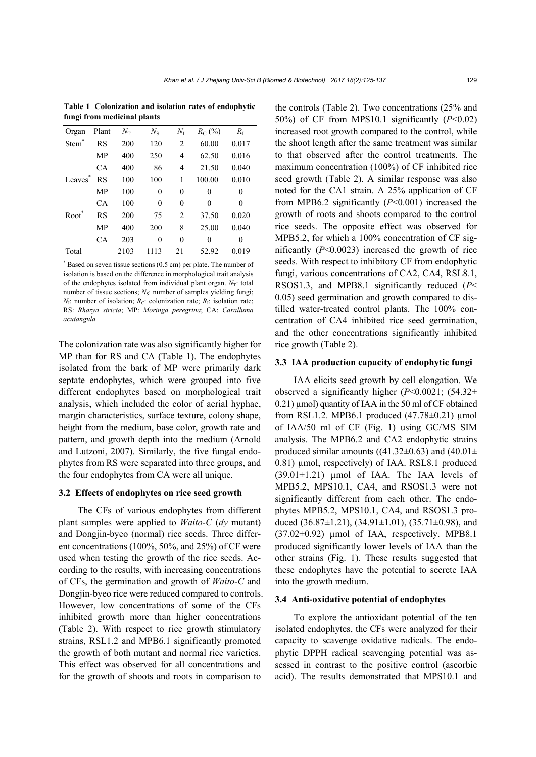**Table 1 Colonization and isolation rates of endophytic fungi from medicinal plants**

| Organ | Plant | $N_T$ | $N_S$ | $N_I$ | $R_C$ (%) | $R_I$ |
|---|---|---|---|---|---|---|
| Stem* | RS | 200 | 120 | 2 | 60.00 | 0.017 |
| | MP | 400 | 250 | 4 | 62.50 | 0.016 |
| | CA | 400 | 86 | 4 | 21.50 | 0.040 |
| Leaves* | RS | 100 | 100 | 1 | 100.00 | 0.010 |
| | MP | 100 | 0 | 0 | 0 | 0 |
| | CA | 100 | 0 | 0 | 0 | 0 |
| Root* | RS | 200 | 75 | 2 | 37.50 | 0.020 |
| | MP | 400 | 200 | 8 | 25.00 | 0.040 |
| | CA | 203 | 0 | 0 | 0 | 0 |
| Total | | 2103 | 1113 | 21 | 52.92 | 0.019 |

* Based on seven tissue sections (0.5 cm) per plate. The number of isolation is based on the difference in morphological trait analysis of the endophytes isolated from individual plant organ. $N_T$: total number of tissue sections; $N_S$: number of samples yielding fungi; $N_I$: number of isolation; $R_C$: colonization rate; $R_I$: isolation rate; RS: *Rhazya stricta*; MP: *Moringa peregrina*; CA: *Caralluma acutangula*

The colonization rate was also significantly higher for MP than for RS and CA (Table 1). The endophytes isolated from the bark of MP were primarily dark septate endophytes, which were grouped into five different endophytes based on morphological trait analysis, which included the color of aerial hyphae, margin characteristics, surface texture, colony shape, height from the medium, base color, growth rate and pattern, and growth depth into the medium (Arnold and Lutzoni, 2007). Similarly, the five fungal endophytes from RS were separated into three groups, and the four endophytes from CA were all unique.

### 3.2 Effects of endophytes on rice seed growth

The CFs of various endophytes from different plant samples were applied to *Waito-C* (*dy* mutant) and Dongjin-byeo (normal) rice seeds. Three different concentrations (100%, 50%, and 25%) of CF were used when testing the growth of the rice seeds. According to the results, with increasing concentrations of CFs, the germination and growth of *Waito-C* and Dongjin-byeo rice were reduced compared to controls. However, low concentrations of some of the CFs inhibited growth more than higher concentrations (Table 2). With respect to rice growth stimulatory strains, RSL1.2 and MPB6.1 significantly promoted the growth of both mutant and normal rice varieties. This effect was observed for all concentrations and for the growth of shoots and roots in comparison to the controls (Table 2). Two concentrations (25% and 50%) of CF from MPS10.1 significantly ($P<0.02$) increased root growth compared to the control, while the shoot length after the same treatment was similar to that observed after the control treatments. The maximum concentration (100%) of CF inhibited rice seed growth (Table 2). A similar response was also noted for the CA1 strain. A 25% application of CF from MPB6.2 significantly ($P<0.001$) increased the growth of roots and shoots compared to the control rice seeds. The opposite effect was observed for MPB5.2, for which a 100% concentration of CF significantly ($P<0.0023$) increased the growth of rice seeds. With respect to inhibitory CF from endophytic fungi, various concentrations of CA2, CA4, RSL8.1, RSOS1.3, and MPB8.1 significantly reduced ($P<0.05$) seed germination and growth compared to distilled water-treated control plants. The 100% concentration of CA4 inhibited rice seed germination, and the other concentrations significantly inhibited rice growth (Table 2).

### 3.3 IAA production capacity of endophytic fungi

IAA elicits seed growth by cell elongation. We observed a significantly higher ($P<0.0021$; (54.32±0.21) μmol) quantity of IAA in the 50 ml of CF obtained from RSL1.2. MPB6.1 produced (47.78±0.21) μmol of IAA/50 ml of CF (Fig. 1) using GC/MS SIM analysis. The MPB6.2 and CA2 endophytic strains produced similar amounts ((41.32±0.63) and (40.01±0.81) μmol, respectively) of IAA. RSL8.1 produced (39.01±1.21) μmol of IAA. The IAA levels of MPB5.2, MPS10.1, CA4, and RSOS1.3 were not significantly different from each other. The endophytes MPB5.2, MPS10.1, CA4, and RSOS1.3 produced (36.87±1.21), (34.91±1.01), (35.71±0.98), and (37.02±0.92) μmol of IAA, respectively. MPB8.1 produced significantly lower levels of IAA than the other strains (Fig. 1). These results suggested that these endophytes have the potential to secrete IAA into the growth medium.

### 3.4 Anti-oxidative potential of endophytes

To explore the antioxidant potential of the ten isolated endophytes, the CFs were analyzed for their capacity to scavenge oxidative radicals. The endophytic DPPH radical scavenging potential was assessed in contrast to the positive control (ascorbic acid). The results demonstrated that MPS10.1 and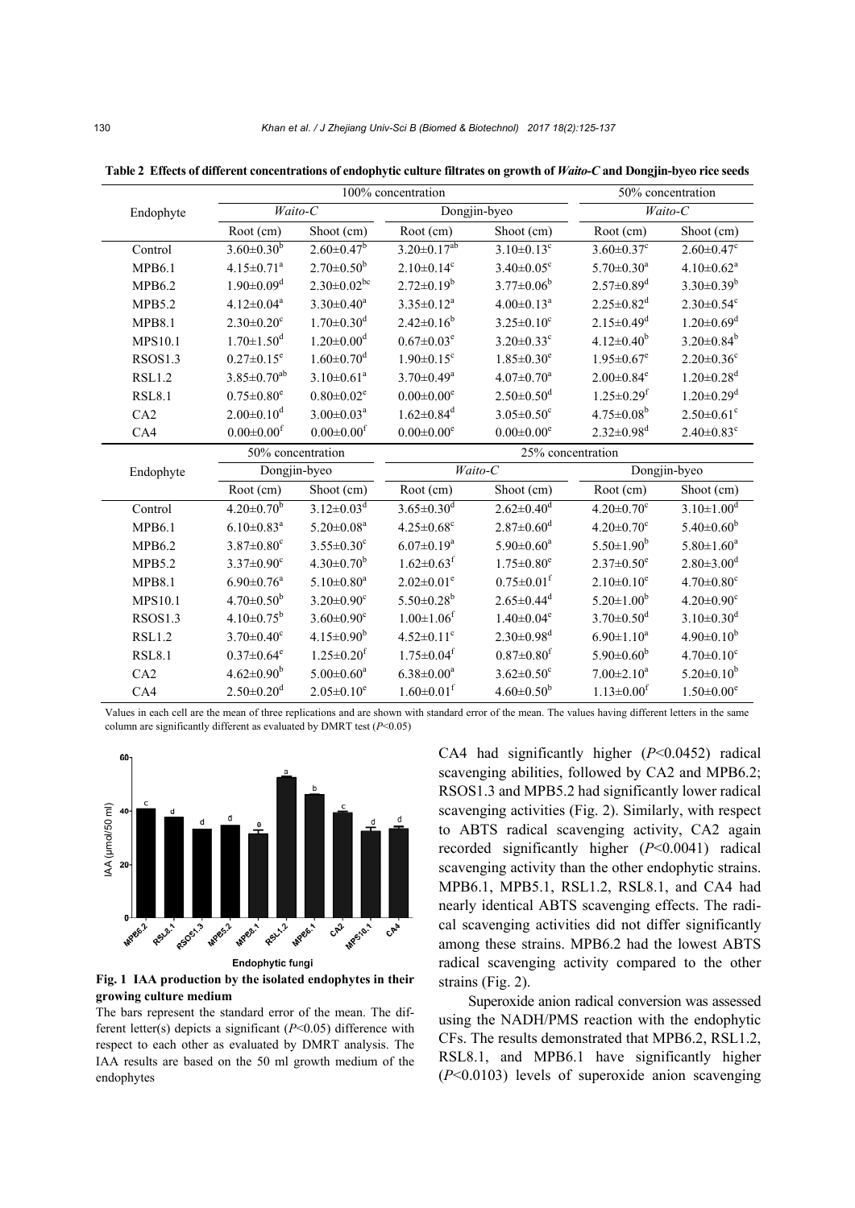**Table 2 Effects of different concentrations of endophytic culture filtrates on growth of *Waito-C* and Dongjin-byeo rice seeds**

| Endophyte | 100% concentration | | | | 50% concentration | |
|---|---|---|---|---|---|---|
| | *Waito-C* | | Dongjin-byeo | | *Waito-C* | |
| | Root (cm) | Shoot (cm) | Root (cm) | Shoot (cm) | Root (cm) | Shoot (cm) |
| Control | $3.60\pm0.30^{b}$ | $2.60\pm0.47^{b}$ | $3.20\pm0.17^{ab}$ | $3.10\pm0.13^{c}$ | $3.60\pm0.37^{c}$ | $2.60\pm0.47^{c}$ |
| MPB6.1 | $4.15\pm0.71^{a}$ | $2.70\pm0.50^{b}$ | $2.10\pm0.14^{c}$ | $3.40\pm0.05^{c}$ | $5.70\pm0.30^{a}$ | $4.10\pm0.62^{a}$ |
| MPB6.2 | $1.90\pm0.09^{d}$ | $2.30\pm0.02^{bc}$ | $2.72\pm0.19^{b}$ | $3.77\pm0.06^{b}$ | $2.57\pm0.89^{d}$ | $3.30\pm0.39^{b}$ |
| MPB5.2 | $4.12\pm0.04^{a}$ | $3.30\pm0.40^{a}$ | $3.35\pm0.12^{a}$ | $4.00\pm0.13^{a}$ | $2.25\pm0.82^{d}$ | $2.30\pm0.54^{c}$ |
| MPB8.1 | $2.30\pm0.20^{c}$ | $1.70\pm0.30^{d}$ | $2.42\pm0.16^{b}$ | $3.25\pm0.10^{c}$ | $2.15\pm0.49^{d}$ | $1.20\pm0.69^{d}$ |
| MPS10.1 | $1.70\pm1.50^{d}$ | $1.20\pm0.00^{d}$ | $0.67\pm0.03^{e}$ | $3.20\pm0.33^{c}$ | $4.12\pm0.40^{b}$ | $3.20\pm0.84^{b}$ |
| RSOS1.3 | $0.27\pm0.15^{e}$ | $1.60\pm0.70^{d}$ | $1.90\pm0.15^{c}$ | $1.85\pm0.30^{e}$ | $1.95\pm0.67^{e}$ | $2.20\pm0.36^{c}$ |
| RSL1.2 | $3.85\pm0.70^{ab}$ | $3.10\pm0.61^{a}$ | $3.70\pm0.49^{a}$ | $4.07\pm0.70^{a}$ | $2.00\pm0.84^{e}$ | $1.20\pm0.28^{d}$ |
| RSL8.1 | $0.75\pm0.80^{e}$ | $0.80\pm0.02^{e}$ | $0.00\pm0.00^{e}$ | $2.50\pm0.50^{d}$ | $1.25\pm0.29^{f}$ | $1.20\pm0.29^{d}$ |
| CA2 | $2.00\pm0.10^{d}$ | $3.00\pm0.03^{a}$ | $1.62\pm0.84^{d}$ | $3.05\pm0.50^{c}$ | $4.75\pm0.08^{b}$ | $2.50\pm0.61^{c}$ |
| CA4 | $0.00\pm0.00^{f}$ | $0.00\pm0.00^{f}$ | $0.00\pm0.00^{e}$ | $0.00\pm0.00^{e}$ | $2.32\pm0.98^{d}$ | $2.40\pm0.83^{c}$ |

| Endophyte | 50% concentration | | 25% concentration | | | |
|---|---|---|---|---|---|---|
| | Dongjin-byeo | | *Waito-C* | | Dongjin-byeo | |
| | Root (cm) | Shoot (cm) | Root (cm) | Shoot (cm) | Root (cm) | Shoot (cm) |
| Control | $4.20\pm0.70^{b}$ | $3.12\pm0.03^{d}$ | $3.65\pm0.30^{d}$ | $2.62\pm0.40^{d}$ | $4.20\pm0.70^{c}$ | $3.10\pm1.00^{d}$ |
| MPB6.1 | $6.10\pm0.83^{a}$ | $5.20\pm0.08^{a}$ | $4.25\pm0.68^{c}$ | $2.87\pm0.60^{d}$ | $4.20\pm0.70^{c}$ | $5.40\pm0.60^{b}$ |
| MPB6.2 | $3.87\pm0.80^{c}$ | $3.55\pm0.30^{c}$ | $6.07\pm0.19^{a}$ | $5.90\pm0.60^{a}$ | $5.50\pm1.90^{b}$ | $5.80\pm1.60^{a}$ |
| MPB5.2 | $3.37\pm0.90^{c}$ | $4.30\pm0.70^{b}$ | $1.62\pm0.63^{f}$ | $1.75\pm0.80^{e}$ | $2.37\pm0.50^{e}$ | $2.80\pm3.00^{d}$ |
| MPB8.1 | $6.90\pm0.76^{a}$ | $5.10\pm0.80^{a}$ | $2.02\pm0.01^{e}$ | $0.75\pm0.01^{f}$ | $2.10\pm0.10^{e}$ | $4.70\pm0.80^{c}$ |
| MPS10.1 | $4.70\pm0.50^{b}$ | $3.20\pm0.90^{c}$ | $5.50\pm0.28^{b}$ | $2.65\pm0.44^{d}$ | $5.20\pm1.00^{b}$ | $4.20\pm0.90^{c}$ |
| RSOS1.3 | $4.10\pm0.75^{b}$ | $3.60\pm0.90^{c}$ | $1.00\pm1.06^{f}$ | $1.40\pm0.04^{e}$ | $3.70\pm0.50^{d}$ | $3.10\pm0.30^{d}$ |
| RSL1.2 | $3.70\pm0.40^{c}$ | $4.15\pm0.90^{b}$ | $4.52\pm0.11^{c}$ | $2.30\pm0.98^{d}$ | $6.90\pm1.10^{a}$ | $4.90\pm0.10^{b}$ |
| RSL8.1 | $0.37\pm0.64^{e}$ | $1.25\pm0.20^{f}$ | $1.75\pm0.04^{f}$ | $0.87\pm0.80^{f}$ | $5.90\pm0.60^{b}$ | $4.70\pm0.10^{c}$ |
| CA2 | $4.62\pm0.90^{b}$ | $5.00\pm0.60^{a}$ | $6.38\pm0.00^{a}$ | $3.62\pm0.50^{c}$ | $7.00\pm2.10^{a}$ | $5.20\pm0.10^{b}$ |
| CA4 | $2.50\pm0.20^{d}$ | $2.05\pm0.10^{e}$ | $1.60\pm0.01^{f}$ | $4.60\pm0.50^{b}$ | $1.13\pm0.00^{f}$ | $1.50\pm0.00^{e}$ |

Values in each cell are the mean of three replications and are shown with standard error of the mean. The values having different letters in the same column are significantly different as evaluated by DMRT test ($P<0.05$)

60
40
20
0
IAA (μmol/50 ml)
c d d d e a b c d d
MPB6.2 RSL8.1 RSOS1.3 MPB5.2 MPB8.1 RSL1.2 MPB6.1 CA2 MPS10.1 CA4
Endophytic fungi

**Fig. 1 IAA production by the isolated endophytes in their growing culture medium**

The bars represent the standard error of the mean. The different letter(s) depicts a significant ($P<0.05$) difference with respect to each other as evaluated by DMRT analysis. The IAA results are based on the 50 ml growth medium of the endophytes

CA4 had significantly higher ($P<0.0452$) radical scavenging abilities, followed by CA2 and MPB6.2; RSOS1.3 and MPB5.2 had significantly lower radical scavenging activities (Fig. 2). Similarly, with respect to ABTS radical scavenging activity, CA2 again recorded significantly higher ($P<0.0041$) radical scavenging activity than the other endophytic strains. MPB6.1, MPB5.1, RSL1.2, RSL8.1, and CA4 had nearly identical ABTS scavenging effects. The radical scavenging activities did not differ significantly among these strains. MPB6.2 had the lowest ABTS radical scavenging activity compared to the other strains (Fig. 2).

Superoxide anion radical conversion was assessed using the NADH/PMS reaction with the endophytic CFs. The results demonstrated that MPB6.2, RSL1.2, RSL8.1, and MPB6.1 have significantly higher ($P<0.0103$) levels of superoxide anion scavenging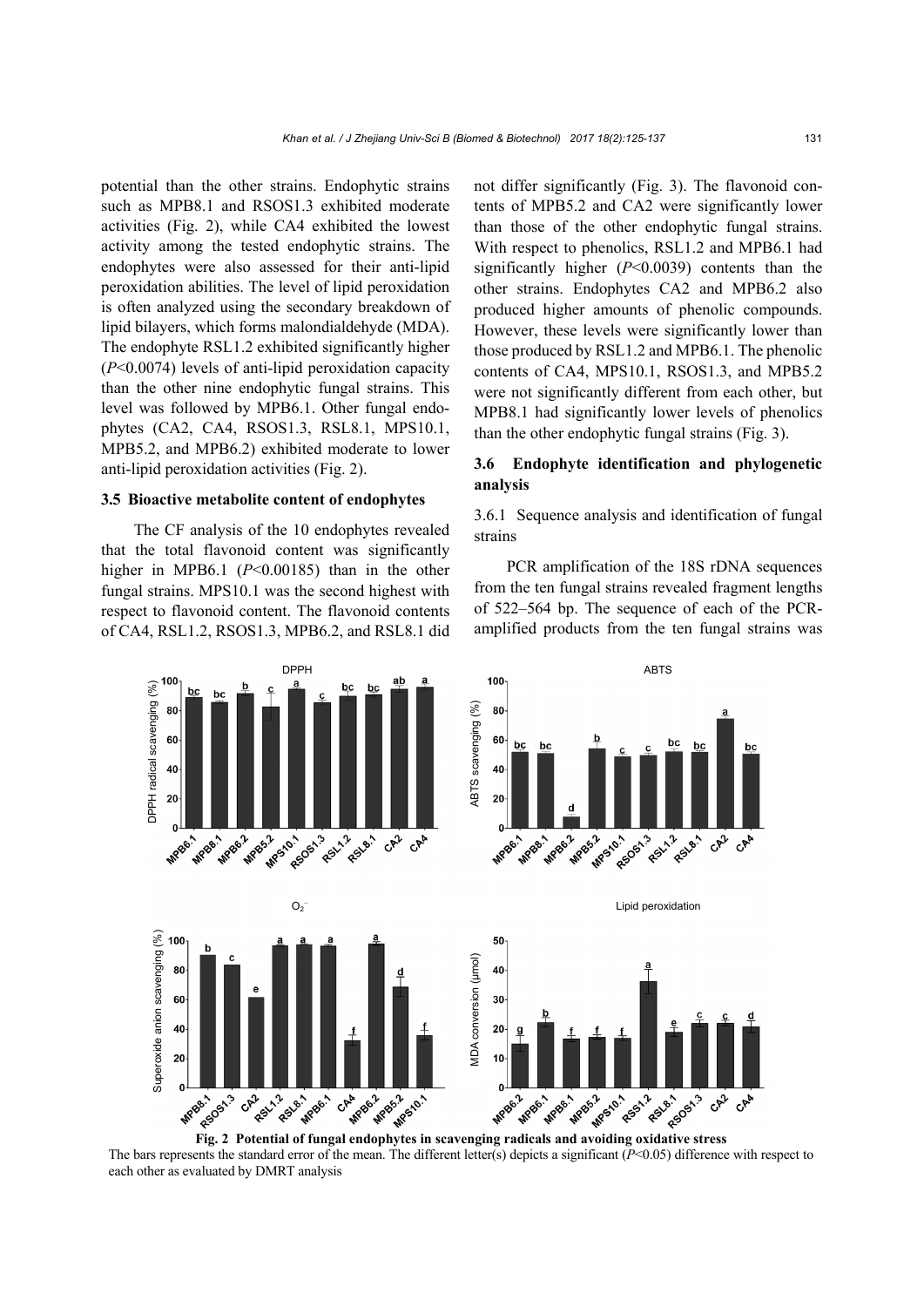potential than the other strains. Endophytic strains such as MPB8.1 and RSOS1.3 exhibited moderate activities (Fig. 2), while CA4 exhibited the lowest activity among the tested endophytic strains. The endophytes were also assessed for their anti-lipid peroxidation abilities. The level of lipid peroxidation is often analyzed using the secondary breakdown of lipid bilayers, which forms malondialdehyde (MDA). The endophyte RSL1.2 exhibited significantly higher ($P$<0.0074) levels of anti-lipid peroxidation capacity than the other nine endophytic fungal strains. This level was followed by MPB6.1. Other fungal endophytes (CA2, CA4, RSOS1.3, RSL8.1, MPS10.1, MPB5.2, and MPB6.2) exhibited moderate to lower anti-lipid peroxidation activities (Fig. 2).

### 3.5 Bioactive metabolite content of endophytes

The CF analysis of the 10 endophytes revealed that the total flavonoid content was significantly higher in MPB6.1 ($P$<0.00185) than in the other fungal strains. MPS10.1 was the second highest with respect to flavonoid content. The flavonoid contents of CA4, RSL1.2, RSOS1.3, MPB6.2, and RSL8.1 did not differ significantly (Fig. 3). The flavonoid contents of MPB5.2 and CA2 were significantly lower than those of the other endophytic fungal strains. With respect to phenolics, RSL1.2 and MPB6.1 had significantly higher ($P$<0.0039) contents than the other strains. Endophytes CA2 and MPB6.2 also produced higher amounts of phenolic compounds. However, these levels were significantly lower than those produced by RSL1.2 and MPB6.1. The phenolic contents of CA4, MPS10.1, RSOS1.3, and MPB5.2 were not significantly different from each other, but MPB8.1 had significantly lower levels of phenolics than the other endophytic fungal strains (Fig. 3).

### 3.6 Endophyte identification and phylogenetic analysis

#### 3.6.1 Sequence analysis and identification of fungal strains

PCR amplification of the 18S rDNA sequences from the ten fungal strains revealed fragment lengths of 522–564 bp. The sequence of each of the PCR-amplified products from the ten fungal strains was

DPPH

DPPH radical scavenging (%)

0
20
40
60
80
100

bc bc b c a c bc bc ab a

MPB6.1 MPB8.1 MPB6.2 MPB5.2 MPS10.1 RSOS1.3 RSL1.2 RSL8.1 CA2 CA4

ABTS

ABTS scavenging (%)

0
20
40
60
80
100

bc bc d b c c bc bc a bc

MPB6.1 MPB8.1 MPB6.2 MPB5.2 MPS10.1 RSOS1.3 RSL1.2 RSL8.1 CA2 CA4

$O_2^-$

Superoxide anion scavenging (%)

0
20
40
60
80
100

b c e a a a f a d f

MPB8.1 RSOS1.3 CA2 RSL1.2 RSL8.1 MPB6.1 CA4 MPB6.2 MPB5.2 MPS10.1

Lipid peroxidation

MDA conversion (μmol)

0
10
20
30
40
50

g b f f f a e c c d

MPB6.2 MPB6.1 MPB8.1 MPB5.2 MPS10.1 RSS1.2 RSL8.1 RSOS1.3 CA2 CA4

**Fig. 2 Potential of fungal endophytes in scavenging radicals and avoiding oxidative stress**

The bars represents the standard error of the mean. The different letter(s) depicts a significant ($P$<0.05) difference with respect to each other as evaluated by DMRT analysis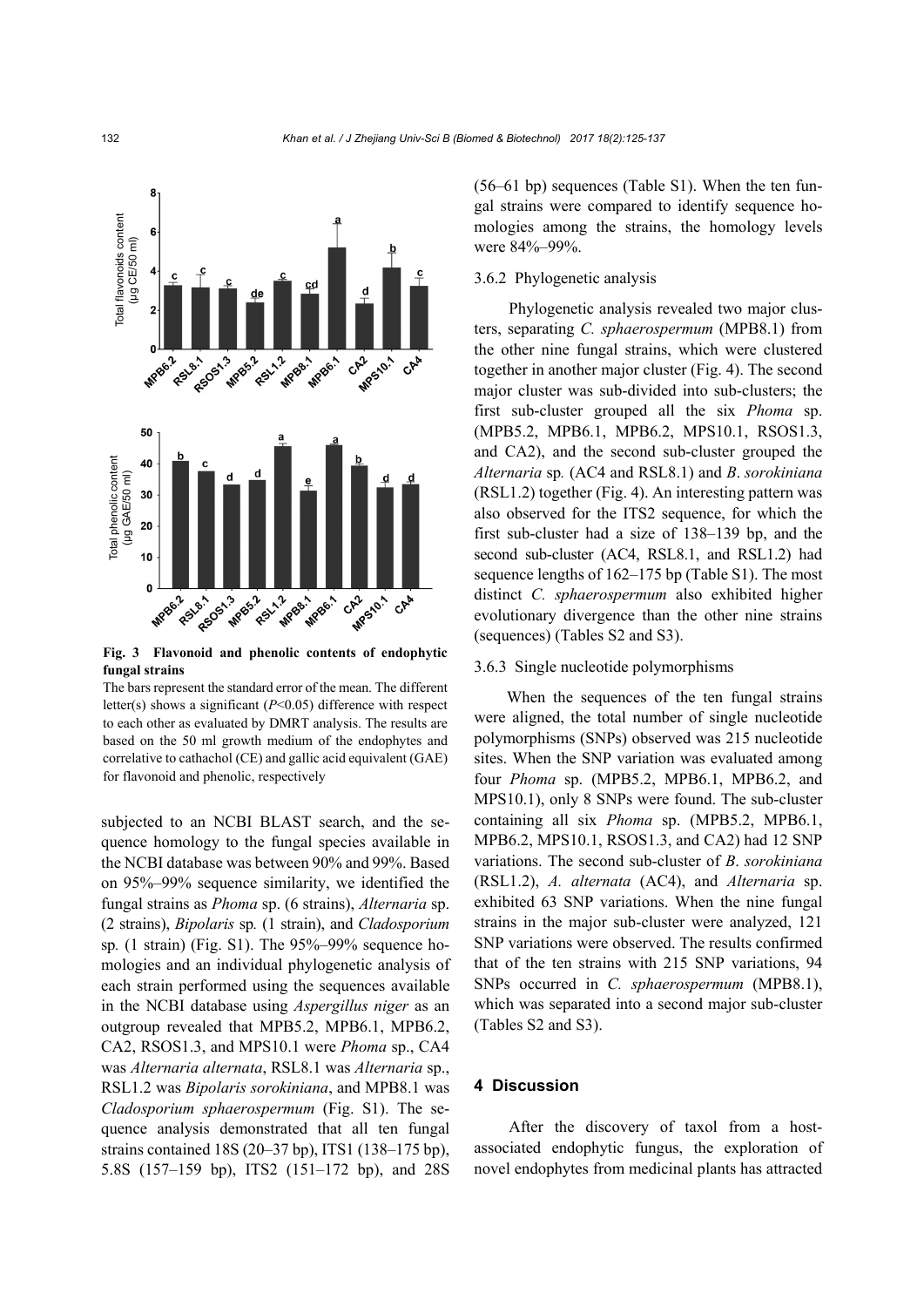Total flavonoids content (μg CE/50 ml)

8
6
4
2
0

c c c de c cd a d b c

MPB6.2 RSL8.1 RSOS1.3 MPB5.2 RSL1.2 MPB8.1 MPB6.1 CA2 MPS10.1 CA4

Total phenolic content (μg GAE/50 ml)

50
40
30
20
10
0

b c d d a e a b d d

MPB6.2 RSL8.1 RSOS1.3 MPB5.2 RSL1.2 MPB8.1 MPB6.1 CA2 MPS10.1 CA4

**Fig. 3 Flavonoid and phenolic contents of endophytic fungal strains**

The bars represent the standard error of the mean. The different letter(s) shows a significant ($P$<0.05) difference with respect to each other as evaluated by DMRT analysis. The results are based on the 50 ml growth medium of the endophytes and correlative to cathachol (CE) and gallic acid equivalent (GAE) for flavonoid and phenolic, respectively

subjected to an NCBI BLAST search, and the sequence homology to the fungal species available in the NCBI database was between 90% and 99%. Based on 95%–99% sequence similarity, we identified the fungal strains as *Phoma* sp. (6 strains), *Alternaria* sp. (2 strains), *Bipolaris* sp*.* (1 strain), and *Cladosporium* sp*.* (1 strain) (Fig. S1). The 95%–99% sequence homologies and an individual phylogenetic analysis of each strain performed using the sequences available in the NCBI database using *Aspergillus niger* as an outgroup revealed that MPB5.2, MPB6.1, MPB6.2, CA2, RSOS1.3, and MPS10.1 were *Phoma* sp., CA4 was *Alternaria alternata*, RSL8.1 was *Alternaria* sp., RSL1.2 was *Bipolaris sorokiniana*, and MPB8.1 was *Cladosporium sphaerospermum* (Fig. S1). The sequence analysis demonstrated that all ten fungal strains contained 18S (20–37 bp), ITS1 (138–175 bp), 5.8S (157–159 bp), ITS2 (151–172 bp), and 28S (56–61 bp) sequences (Table S1). When the ten fungal strains were compared to identify sequence homologies among the strains, the homology levels were 84%–99%.

### 3.6.2 Phylogenetic analysis

Phylogenetic analysis revealed two major clusters, separating *C. sphaerospermum* (MPB8.1) from the other nine fungal strains, which were clustered together in another major cluster (Fig. 4). The second major cluster was sub-divided into sub-clusters; the first sub-cluster grouped all the six *Phoma* sp. (MPB5.2, MPB6.1, MPB6.2, MPS10.1, RSOS1.3, and CA2), and the second sub-cluster grouped the *Alternaria* sp*.* (AC4 and RSL8.1) and *B*. *sorokiniana* (RSL1.2) together (Fig. 4). An interesting pattern was also observed for the ITS2 sequence, for which the first sub-cluster had a size of 138–139 bp, and the second sub-cluster (AC4, RSL8.1, and RSL1.2) had sequence lengths of 162–175 bp (Table S1). The most distinct *C. sphaerospermum* also exhibited higher evolutionary divergence than the other nine strains (sequences) (Tables S2 and S3).

### 3.6.3 Single nucleotide polymorphisms

When the sequences of the ten fungal strains were aligned, the total number of single nucleotide polymorphisms (SNPs) observed was 215 nucleotide sites. When the SNP variation was evaluated among four *Phoma* sp. (MPB5.2, MPB6.1, MPB6.2, and MPS10.1), only 8 SNPs were found. The sub-cluster containing all six *Phoma* sp. (MPB5.2, MPB6.1, MPB6.2, MPS10.1, RSOS1.3, and CA2) had 12 SNP variations. The second sub-cluster of *B. sorokiniana* (RSL1.2), *A. alternata* (AC4), and *Alternaria* sp. exhibited 63 SNP variations. When the nine fungal strains in the major sub-cluster were analyzed, 121 SNP variations were observed. The results confirmed that of the ten strains with 215 SNP variations, 94 SNPs occurred in *C. sphaerospermum* (MPB8.1), which was separated into a second major sub-cluster (Tables S2 and S3).

## 4 Discussion

After the discovery of taxol from a host-associated endophytic fungus, the exploration of novel endophytes from medicinal plants has attracted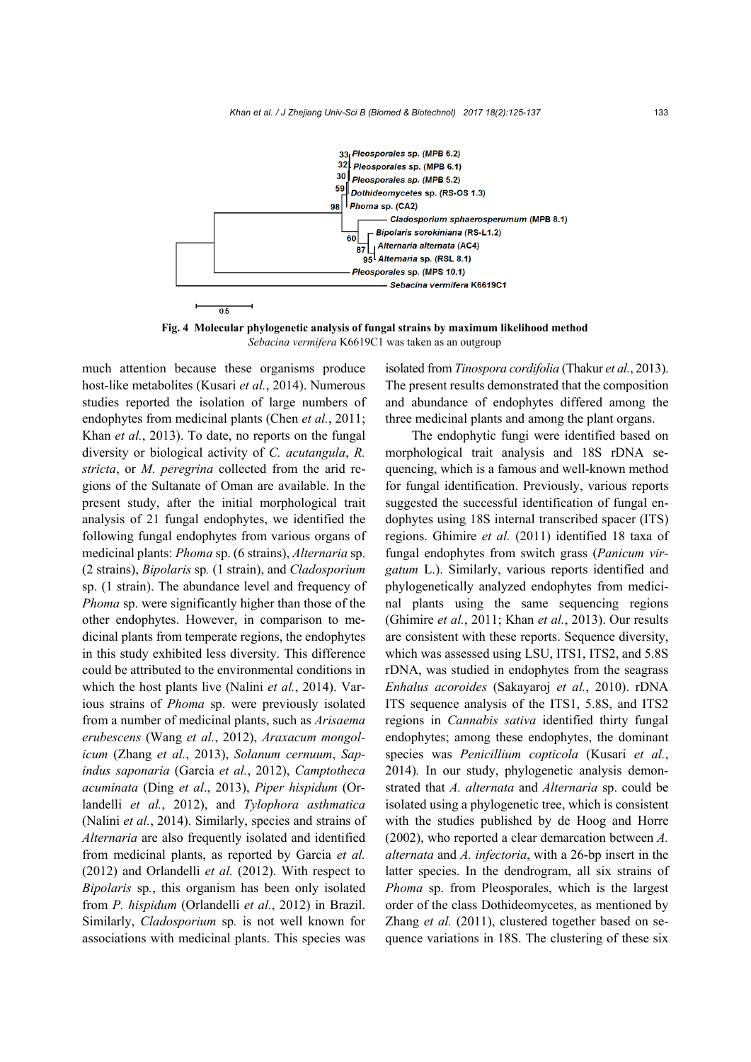33 Pleosporales sp. (MPB 6.2)
32 Pleosporales sp. (MPB 6.1)
30 Pleosporales sp. (MPB 5.2)
59 Dothideomycetes sp. (RS-OS 1.3)
98 Phoma sp. (CA2)
Cladosporium sphaerospermum (MPB 8.1)
60
Bipolaris sorokiniana (RS-L1.2)
87 Alternaria alternata (AC4)
95 Alternaria sp. (RSL 8.1)
Pleosporales sp. (MPS 10.1)
Sebacina vermifera K6619C1
0.5

**Fig. 4 Molecular phylogenetic analysis of fungal strains by maximum likelihood method**
*Sebacina vermifera* K6619C1 was taken as an outgroup

much attention because these organisms produce host-like metabolites (Kusari *et al.*, 2014). Numerous studies reported the isolation of large numbers of endophytes from medicinal plants (Chen *et al.*, 2011; Khan *et al.*, 2013). To date, no reports on the fungal diversity or biological activity of *C. acutangula*, *R. stricta*, or *M. peregrina* collected from the arid regions of the Sultanate of Oman are available. In the present study, after the initial morphological trait analysis of 21 fungal endophytes, we identified the following fungal endophytes from various organs of medicinal plants: *Phoma* sp. (6 strains), *Alternaria* sp. (2 strains), *Bipolaris* sp. (1 strain), and *Cladosporium* sp. (1 strain). The abundance level and frequency of *Phoma* sp. were significantly higher than those of the other endophytes. However, in comparison to medicinal plants from temperate regions, the endophytes in this study exhibited less diversity. This difference could be attributed to the environmental conditions in which the host plants live (Nalini *et al.*, 2014). Various strains of *Phoma* sp. were previously isolated from a number of medicinal plants, such as *Arisaema erubescens* (Wang *et al.*, 2012), *Araxacum mongolicum* (Zhang *et al.*, 2013), *Solanum cernuum*, *Sapindus saponaria* (Garcia *et al.*, 2012), *Camptotheca acuminata* (Ding *et al*., 2013), *Piper hispidum* (Orlandelli *et al.*, 2012), and *Tylophora asthmatica* (Nalini *et al.*, 2014). Similarly, species and strains of *Alternaria* are also frequently isolated and identified from medicinal plants, as reported by Garcia *et al.* (2012) and Orlandelli *et al.* (2012). With respect to *Bipolaris* sp., this organism has been only isolated from *P. hispidum* (Orlandelli *et al.*, 2012) in Brazil. Similarly, *Cladosporium* sp. is not well known for associations with medicinal plants. This species was isolated from *Tinospora cordifolia* (Thakur *et al.*, 2013). The present results demonstrated that the composition and abundance of endophytes differed among the three medicinal plants and among the plant organs.

The endophytic fungi were identified based on morphological trait analysis and 18S rDNA sequencing, which is a famous and well-known method for fungal identification. Previously, various reports suggested the successful identification of fungal endophytes using 18S internal transcribed spacer (ITS) regions. Ghimire *et al.* (2011) identified 18 taxa of fungal endophytes from switch grass (*Panicum virgatum* L.). Similarly, various reports identified and phylogenetically analyzed endophytes from medicinal plants using the same sequencing regions (Ghimire *et al.*, 2011; Khan *et al.*, 2013). Our results are consistent with these reports. Sequence diversity, which was assessed using LSU, ITS1, ITS2, and 5.8S rDNA, was studied in endophytes from the seagrass *Enhalus acoroides* (Sakayaroj *et al.*, 2010). rDNA ITS sequence analysis of the ITS1, 5.8S, and ITS2 regions in *Cannabis sativa* identified thirty fungal endophytes; among these endophytes, the dominant species was *Penicillium copticola* (Kusari *et al.*, 2014). In our study, phylogenetic analysis demonstrated that *A. alternata* and *Alternaria* sp. could be isolated using a phylogenetic tree, which is consistent with the studies published by de Hoog and Horre (2002), who reported a clear demarcation between *A. alternata* and *A. infectoria*, with a 26-bp insert in the latter species. In the dendrogram, all six strains of *Phoma* sp. from Pleosporales, which is the largest order of the class Dothideomycetes, as mentioned by Zhang *et al.* (2011), clustered together based on sequence variations in 18S. The clustering of these six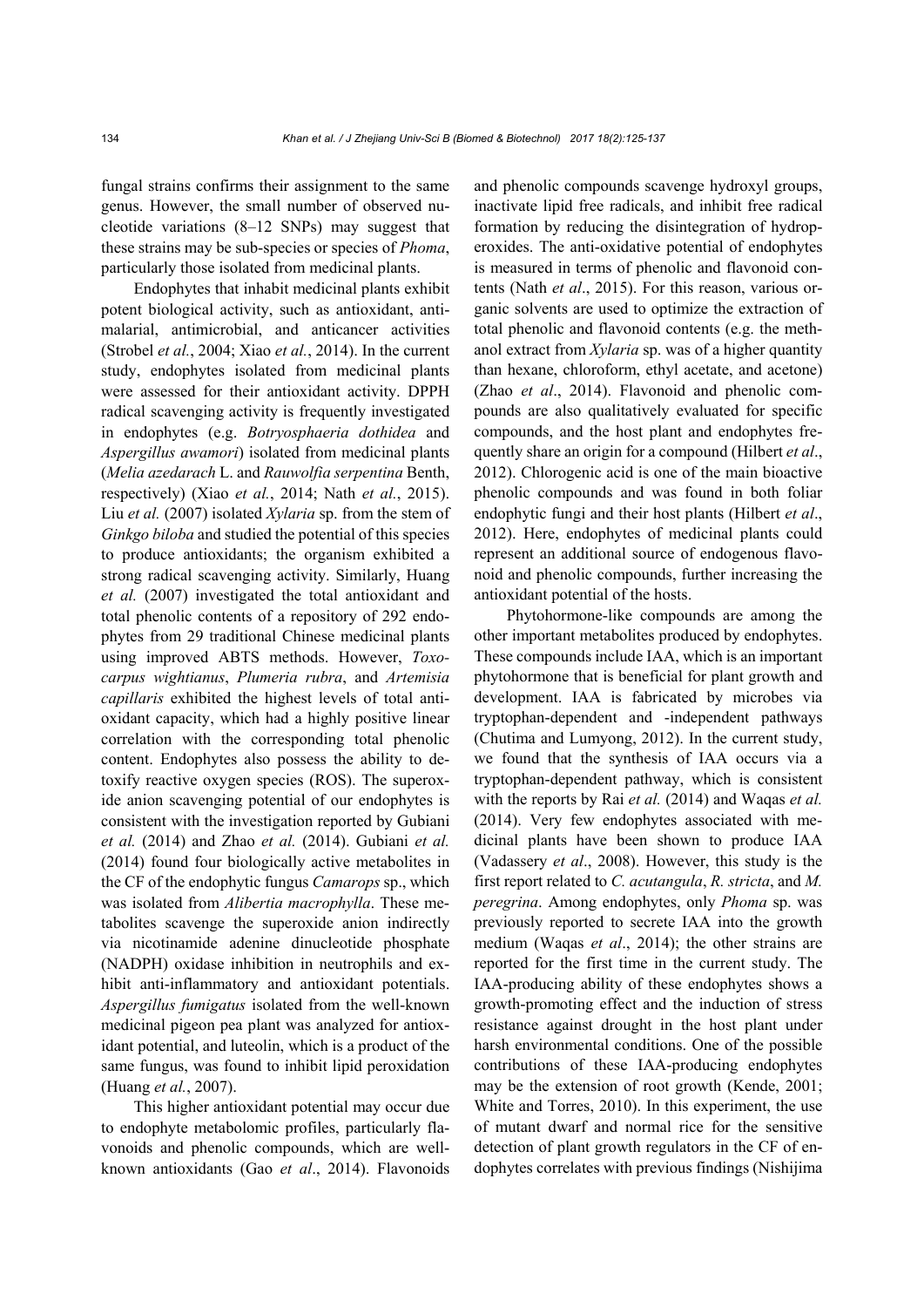fungal strains confirms their assignment to the same genus. However, the small number of observed nucleotide variations (8–12 SNPs) may suggest that these strains may be sub-species or species of *Phoma*, particularly those isolated from medicinal plants.

Endophytes that inhabit medicinal plants exhibit potent biological activity, such as antioxidant, antimalarial, antimicrobial, and anticancer activities (Strobel *et al.*, 2004; Xiao *et al.*, 2014). In the current study, endophytes isolated from medicinal plants were assessed for their antioxidant activity. DPPH radical scavenging activity is frequently investigated in endophytes (e.g. *Botryosphaeria dothidea* and *Aspergillus awamori*) isolated from medicinal plants (*Melia azedarach* L. and *Rauwolfia serpentina* Benth, respectively) (Xiao *et al.*, 2014; Nath *et al.*, 2015). Liu *et al.* (2007) isolated *Xylaria* sp. from the stem of *Ginkgo biloba* and studied the potential of this species to produce antioxidants; the organism exhibited a strong radical scavenging activity. Similarly, Huang *et al.* (2007) investigated the total antioxidant and total phenolic contents of a repository of 292 endophytes from 29 traditional Chinese medicinal plants using improved ABTS methods. However, *Toxocarpus wightianus*, *Plumeria rubra*, and *Artemisia capillaris* exhibited the highest levels of total antioxidant capacity, which had a highly positive linear correlation with the corresponding total phenolic content. Endophytes also possess the ability to detoxify reactive oxygen species (ROS). The superoxide anion scavenging potential of our endophytes is consistent with the investigation reported by Gubiani *et al.* (2014) and Zhao *et al.* (2014). Gubiani *et al.* (2014) found four biologically active metabolites in the CF of the endophytic fungus *Camarops* sp., which was isolated from *Alibertia macrophylla*. These metabolites scavenge the superoxide anion indirectly via nicotinamide adenine dinucleotide phosphate (NADPH) oxidase inhibition in neutrophils and exhibit anti-inflammatory and antioxidant potentials. *Aspergillus fumigatus* isolated from the well-known medicinal pigeon pea plant was analyzed for antioxidant potential, and luteolin, which is a product of the same fungus, was found to inhibit lipid peroxidation (Huang *et al.*, 2007).

This higher antioxidant potential may occur due to endophyte metabolomic profiles, particularly flavonoids and phenolic compounds, which are well-known antioxidants (Gao *et al*., 2014). Flavonoids and phenolic compounds scavenge hydroxyl groups, inactivate lipid free radicals, and inhibit free radical formation by reducing the disintegration of hydroperoxides. The anti-oxidative potential of endophytes is measured in terms of phenolic and flavonoid contents (Nath *et al*., 2015). For this reason, various organic solvents are used to optimize the extraction of total phenolic and flavonoid contents (e.g. the methanol extract from *Xylaria* sp. was of a higher quantity than hexane, chloroform, ethyl acetate, and acetone) (Zhao *et al*., 2014). Flavonoid and phenolic compounds are also qualitatively evaluated for specific compounds, and the host plant and endophytes frequently share an origin for a compound (Hilbert *et al*., 2012). Chlorogenic acid is one of the main bioactive phenolic compounds and was found in both foliar endophytic fungi and their host plants (Hilbert *et al*., 2012). Here, endophytes of medicinal plants could represent an additional source of endogenous flavonoid and phenolic compounds, further increasing the antioxidant potential of the hosts.

Phytohormone-like compounds are among the other important metabolites produced by endophytes. These compounds include IAA, which is an important phytohormone that is beneficial for plant growth and development. IAA is fabricated by microbes via tryptophan-dependent and -independent pathways (Chutima and Lumyong, 2012). In the current study, we found that the synthesis of IAA occurs via a tryptophan-dependent pathway, which is consistent with the reports by Rai *et al.* (2014) and Waqas *et al.* (2014). Very few endophytes associated with medicinal plants have been shown to produce IAA (Vadassery *et al*., 2008). However, this study is the first report related to *C. acutangula*, *R. stricta*, and *M. peregrina*. Among endophytes, only *Phoma* sp. was previously reported to secrete IAA into the growth medium (Waqas *et al*., 2014); the other strains are reported for the first time in the current study. The IAA-producing ability of these endophytes shows a growth-promoting effect and the induction of stress resistance against drought in the host plant under harsh environmental conditions. One of the possible contributions of these IAA-producing endophytes may be the extension of root growth (Kende, 2001; White and Torres, 2010). In this experiment, the use of mutant dwarf and normal rice for the sensitive detection of plant growth regulators in the CF of endophytes correlates with previous findings (Nishijima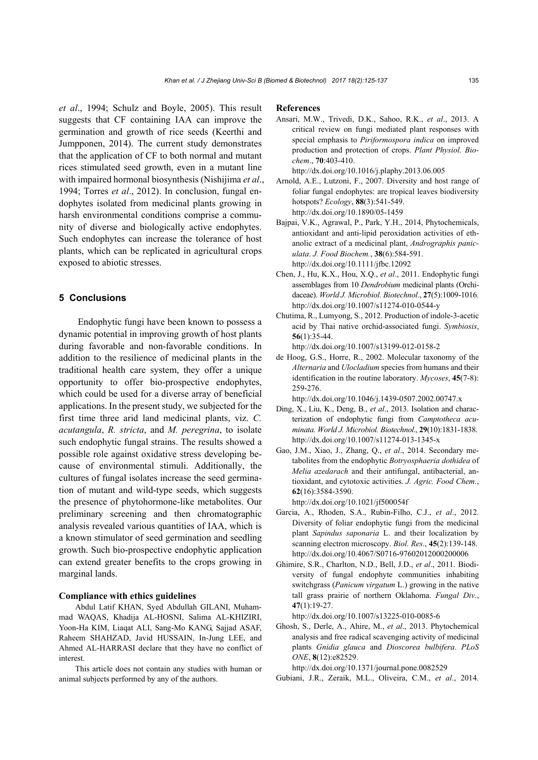*et al*., 1994; Schulz and Boyle, 2005). This result suggests that CF containing IAA can improve the germination and growth of rice seeds (Keerthi and Jumpponen, 2014). The current study demonstrates that the application of CF to both normal and mutant rices stimulated seed growth, even in a mutant line with impaired hormonal biosynthesis (Nishijima *et al*., 1994; Torres *et al*., 2012). In conclusion, fungal endophytes isolated from medicinal plants growing in harsh environmental conditions comprise a community of diverse and biologically active endophytes. Such endophytes can increase the tolerance of host plants, which can be replicated in agricultural crops exposed to abiotic stresses.

## 5 Conclusions

Endophytic fungi have been known to possess a dynamic potential in improving growth of host plants during favorable and non-favorable conditions. In addition to the resilience of medicinal plants in the traditional health care system, they offer a unique opportunity to offer bio-prospective endophytes, which could be used for a diverse array of beneficial applications. In the present study, we subjected for the first time three arid land medicinal plants, viz. *C. acutangula*, *R. stricta*, and *M. peregrina*, to isolate such endophytic fungal strains. The results showed a possible role against oxidative stress developing because of environmental stimuli. Additionally, the cultures of fungal isolates increase the seed germination of mutant and wild-type seeds, which suggests the presence of phytohormone-like metabolites. Our preliminary screening and then chromatographic analysis revealed various quantities of IAA, which is a known stimulator of seed germination and seedling growth. Such bio-prospective endophytic application can extend greater benefits to the crops growing in marginal lands.

### Compliance with ethics guidelines

Abdul Latif KHAN, Syed Abdullah GILANI, Muhammad WAQAS, Khadija AL-HOSNI, Salima AL-KHIZIRI, Yoon-Ha KIM, Liaqat ALI, Sang-Mo KANG, Sajjad ASAF, Raheem SHAHZAD, Javid HUSSAIN, In-Jung LEE, and Ahmed AL-HARRASI declare that they have no conflict of interest.

This article does not contain any studies with human or animal subjects performed by any of the authors.

### References

Ansari, M.W., Trivedi, D.K., Sahoo, R.K., *et al*., 2013. A critical review on fungi mediated plant responses with special emphasis to *Piriformospora indica* on improved production and protection of crops. *Plant Physiol. Biochem*., **70**:403-410. http://dx.doi.org/10.1016/j.plaphy.2013.06.005

Arnold, A.E., Lutzoni, F., 2007. Diversity and host range of foliar fungal endophytes: are tropical leaves biodiversity hotspots? *Ecology*, **88**(3):541-549. http://dx.doi.org/10.1890/05-1459

Bajpai, V.K., Agrawal, P., Park, Y.H., 2014, Phytochemicals, antioxidant and anti-lipid peroxidation activities of ethanolic extract of a medicinal plant, *Andrographis paniculata*. *J. Food Biochem.*, **38**(6):584-591. http://dx.doi.org/10.1111/jfbc.12092

Chen, J., Hu, K.X., Hou, X.Q., *et al*., 2011. Endophytic fungi assemblages from 10 *Dendrobium* medicinal plants (Orchidaceae). *World J. Microbiol. Biotechnol*., **27**(5):1009-1016. http://dx.doi.org/10.1007/s11274-010-0544-y

Chutima, R., Lumyong, S., 2012. Production of indole-3-acetic acid by Thai native orchid-associated fungi. *Symbiosis*, **56**(1):35-44. http://dx.doi.org/10.1007/s13199-012-0158-2

de Hoog, G.S., Horre, R., 2002. Molecular taxonomy of the *Alternaria* and *Ulocladium* species from humans and their identification in the routine laboratory. *Mycoses*, **45**(7-8): 259-276. http://dx.doi.org/10.1046/j.1439-0507.2002.00747.x

Ding, X., Liu, K., Deng, B., *et al*., 2013. Isolation and characterization of endophytic fungi from *Camptotheca acuminata*. *World J. Microbiol. Biotechnol*., **29**(10):1831-1838. http://dx.doi.org/10.1007/s11274-013-1345-x

Gao, J.M., Xiao, J., Zhang, Q., *et al*., 2014. Secondary metabolites from the endophytic *Botryosphaeria dothidea* of *Melia azedarach* and their antifungal, antibacterial, antioxidant, and cytotoxic activities. *J. Agric. Food Chem*., **62**(16):3584-3590. http://dx.doi.org/10.1021/jf500054f

Garcia, A., Rhoden, S.A., Rubin-Filho, C.J., *et al*., 2012. Diversity of foliar endophytic fungi from the medicinal plant *Sapindus saponaria* L. and their localization by scanning electron microscopy. *Biol. Res*., **45**(2):139-148. http://dx.doi.org/10.4067/S0716-97602012000200006

Ghimire, S.R., Charlton, N.D., Bell, J.D., *et al*., 2011. Biodiversity of fungal endophyte communities inhabiting switchgrass (*Panicum virgatum* L.) growing in the native tall grass prairie of northern Oklahoma. *Fungal Div*., **47**(1):19-27. http://dx.doi.org/10.1007/s13225-010-0085-6

Ghosh, S., Derle, A., Ahire, M., *et al*., 2013. Phytochemical analysis and free radical scavenging activity of medicinal plants *Gnidia glauca* and *Dioscorea bulbifera*. *PLoS ONE*, **8**(12):e82529. http://dx.doi.org/10.1371/journal.pone.0082529

Gubiani, J.R., Zeraik, M.L., Oliveira, C.M., *et al*., 2014.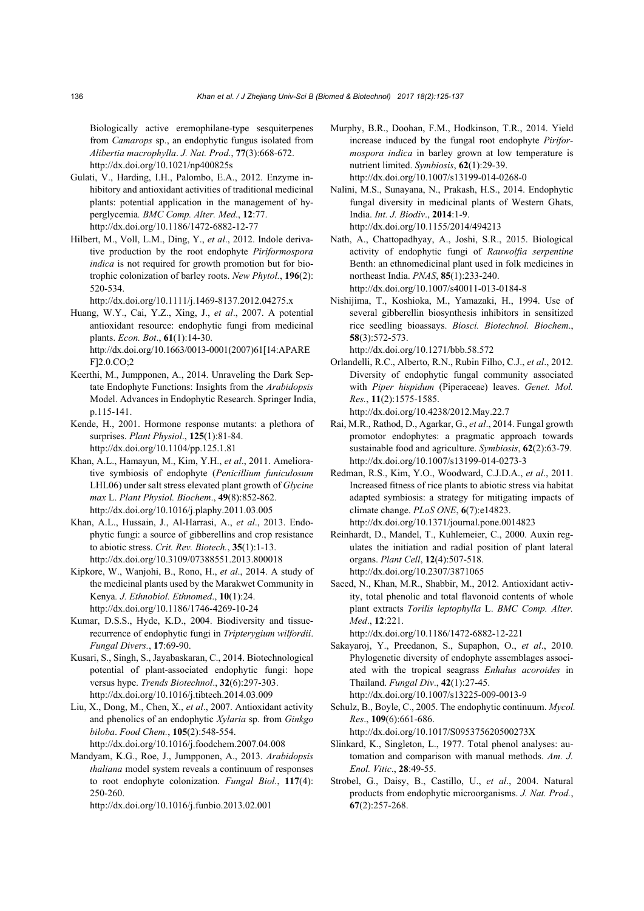Biologically active eremophilane-type sesquiterpenes from *Camarops* sp., an endophytic fungus isolated from *Alibertia macrophylla*. *J. Nat. Prod*., **77**(3):668-672. http://dx.doi.org/10.1021/np400825s

Gulati, V., Harding, I.H., Palombo, E.A., 2012. Enzyme inhibitory and antioxidant activities of traditional medicinal plants: potential application in the management of hyperglycemia. *BMC Comp. Alter. Med*., **12**:77. http://dx.doi.org/10.1186/1472-6882-12-77

Hilbert, M., Voll, L.M., Ding, Y., *et al*., 2012. Indole derivative production by the root endophyte *Piriformospora indica* is not required for growth promotion but for biotrophic colonization of barley roots. *New Phytol.*, **196**(2): 520-534. http://dx.doi.org/10.1111/j.1469-8137.2012.04275.x

Huang, W.Y., Cai, Y.Z., Xing, J., *et al*., 2007. A potential antioxidant resource: endophytic fungi from medicinal plants. *Econ. Bot*., **61**(1):14-30. http://dx.doi.org/10.1663/0013-0001(2007)61[14:APAREF]2.0.CO;2

Keerthi, M., Jumpponen, A., 2014. Unraveling the Dark Septate Endophyte Functions: Insights from the *Arabidopsis* Model. Advances in Endophytic Research. Springer India, p.115-141.

Kende, H., 2001. Hormone response mutants: a plethora of surprises. *Plant Physiol*., **125**(1):81-84. http://dx.doi.org/10.1104/pp.125.1.81

Khan, A.L., Hamayun, M., Kim, Y.H., *et al*., 2011. Ameliorative symbiosis of endophyte (*Penicillium funiculosum* LHL06) under salt stress elevated plant growth of *Glycine max* L. *Plant Physiol. Biochem*., **49**(8):852-862. http://dx.doi.org/10.1016/j.plaphy.2011.03.005

Khan, A.L., Hussain, J., Al-Harrasi, A., *et al*., 2013. Endophytic fungi: a source of gibberellins and crop resistance to abiotic stress. *Crit. Rev. Biotech.*, **35**(1):1-13. http://dx.doi.org/10.3109/07388551.2013.800018

Kipkore, W., Wanjohi, B., Rono, H., *et al*., 2014. A study of the medicinal plants used by the Marakwet Community in Kenya. *J. Ethnobiol. Ethnomed*., **10**(1):24. http://dx.doi.org/10.1186/1746-4269-10-24

Kumar, D.S.S., Hyde, K.D., 2004. Biodiversity and tissue-recurrence of endophytic fungi in *Tripterygium wilfordii*. *Fungal Divers.*, **17**:69-90.

Kusari, S., Singh, S., Jayabaskaran, C., 2014. Biotechnological potential of plant-associated endophytic fungi: hope versus hype. *Trends Biotechnol*., **32**(6):297-303. http://dx.doi.org/10.1016/j.tibtech.2014.03.009

Liu, X., Dong, M., Chen, X., *et al*., 2007. Antioxidant activity and phenolics of an endophytic *Xylaria* sp. from *Ginkgo biloba*. *Food Chem.*, **105**(2):548-554. http://dx.doi.org/10.1016/j.foodchem.2007.04.008

Mandyam, K.G., Roe, J., Jumpponen, A., 2013. *Arabidopsis thaliana* model system reveals a continuum of responses to root endophyte colonization. *Fungal Biol.*, **117**(4): 250-260. http://dx.doi.org/10.1016/j.funbio.2013.02.001

Murphy, B.R., Doohan, F.M., Hodkinson, T.R., 2014. Yield increase induced by the fungal root endophyte *Piriformospora indica* in barley grown at low temperature is nutrient limited. *Symbiosis*, **62**(1):29-39. http://dx.doi.org/10.1007/s13199-014-0268-0

Nalini, M.S., Sunayana, N., Prakash, H.S., 2014. Endophytic fungal diversity in medicinal plants of Western Ghats, India. *Int. J. Biodiv*., **2014**:1-9. http://dx.doi.org/10.1155/2014/494213

Nath, A., Chattopadhyay, A., Joshi, S.R., 2015. Biological activity of endophytic fungi of *Rauwolfia serpentine* Benth: an ethnomedicinal plant used in folk medicines in northeast India. *PNAS*, **85**(1):233-240. http://dx.doi.org/10.1007/s40011-013-0184-8

Nishijima, T., Koshioka, M., Yamazaki, H., 1994. Use of several gibberellin biosynthesis inhibitors in sensitized rice seedling bioassays. *Biosci. Biotechnol. Biochem*., **58**(3):572-573. http://dx.doi.org/10.1271/bbb.58.572

Orlandelli, R.C., Alberto, R.N., Rubin Filho, C.J., *et al*., 2012. Diversity of endophytic fungal community associated with *Piper hispidum* (Piperaceae) leaves. *Genet. Mol. Res.*, **11**(2):1575-1585. http://dx.doi.org/10.4238/2012.May.22.7

Rai, M.R., Rathod, D., Agarkar, G., *et al*., 2014. Fungal growth promotor endophytes: a pragmatic approach towards sustainable food and agriculture. *Symbiosis*, **62**(2):63-79. http://dx.doi.org/10.1007/s13199-014-0273-3

Redman, R.S., Kim, Y.O., Woodward, C.J.D.A., *et al*., 2011. Increased fitness of rice plants to abiotic stress via habitat adapted symbiosis: a strategy for mitigating impacts of climate change. *PLoS ONE*, **6**(7):e14823. http://dx.doi.org/10.1371/journal.pone.0014823

Reinhardt, D., Mandel, T., Kuhlemeier, C., 2000. Auxin regulates the initiation and radial position of plant lateral organs. *Plant Cell*, **12**(4):507-518. http://dx.doi.org/10.2307/3871065

Saeed, N., Khan, M.R., Shabbir, M., 2012. Antioxidant activity, total phenolic and total flavonoid contents of whole plant extracts *Torilis leptophylla* L. *BMC Comp. Alter. Med*., **12**:221. http://dx.doi.org/10.1186/1472-6882-12-221

Sakayaroj, Y., Preedanon, S., Supaphon, O., *et al*., 2010. Phylogenetic diversity of endophyte assemblages associated with the tropical seagrass *Enhalus acoroides* in Thailand. *Fungal Div*., **42**(1):27-45. http://dx.doi.org/10.1007/s13225-009-0013-9

Schulz, B., Boyle, C., 2005. The endophytic continuum. *Mycol. Res*., **109**(6):661-686. http://dx.doi.org/10.1017/S095375620500273X

Slinkard, K., Singleton, L., 1977. Total phenol analyses: automation and comparison with manual methods. *Am. J. Enol. Vitic*., **28**:49-55.

Strobel, G., Daisy, B., Castillo, U., *et al*., 2004. Natural products from endophytic microorganisms. *J. Nat. Prod*., **67**(2):257-268.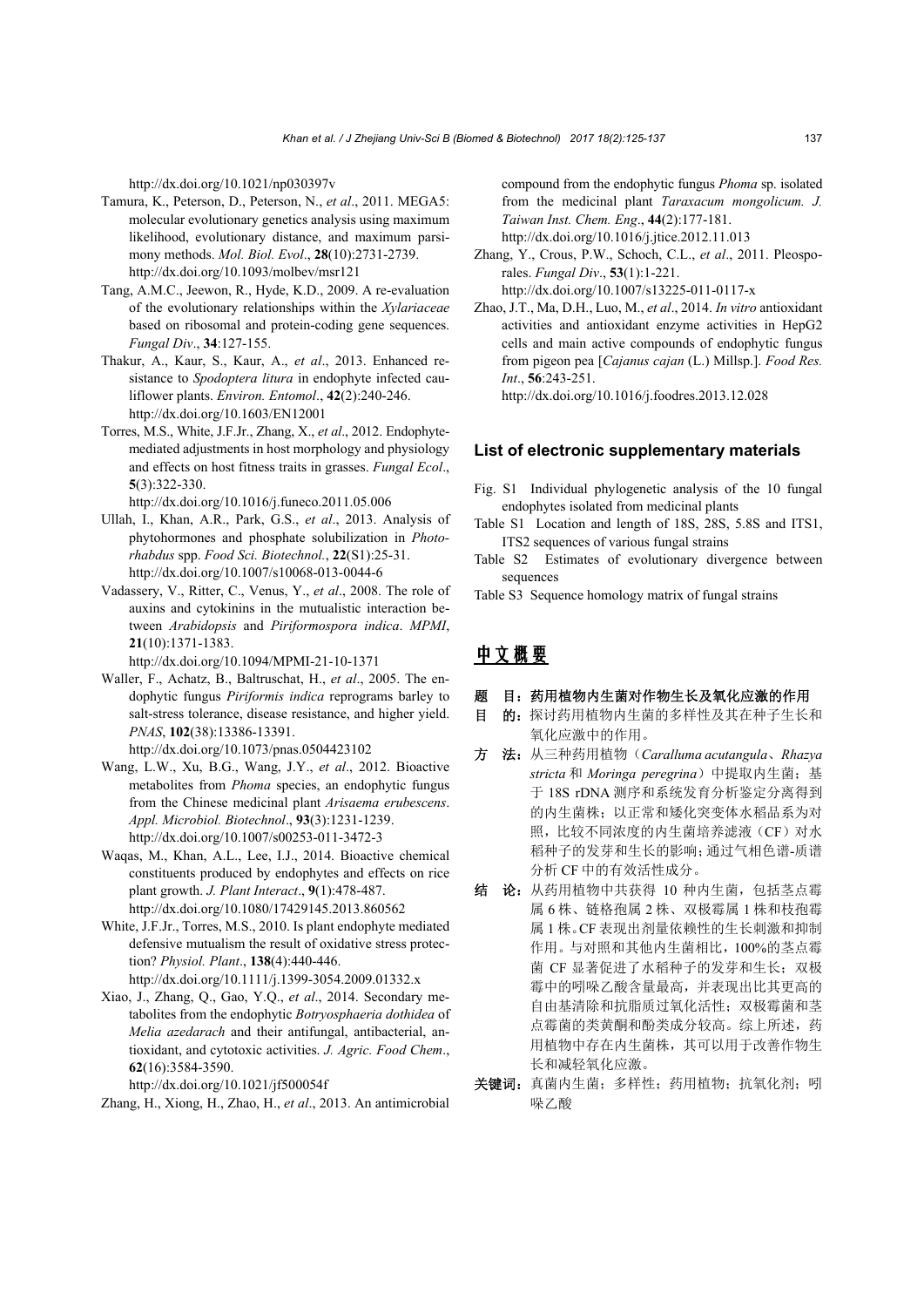http://dx.doi.org/10.1021/np030397v

Tamura, K., Peterson, D., Peterson, N., *et al*., 2011. MEGA5: molecular evolutionary genetics analysis using maximum likelihood, evolutionary distance, and maximum parsimony methods. *Mol. Biol. Evol*., **28**(10):2731-2739. http://dx.doi.org/10.1093/molbev/msr121

Tang, A.M.C., Jeewon, R., Hyde, K.D., 2009. A re-evaluation of the evolutionary relationships within the *Xylariaceae* based on ribosomal and protein-coding gene sequences. *Fungal Div*., **34**:127-155.

Thakur, A., Kaur, S., Kaur, A., *et al*., 2013. Enhanced resistance to *Spodoptera litura* in endophyte infected cauliflower plants. *Environ. Entomol*., **42**(2):240-246. http://dx.doi.org/10.1603/EN12001

Torres, M.S., White, J.F.Jr., Zhang, X., *et al*., 2012. Endophyte-mediated adjustments in host morphology and physiology and effects on host fitness traits in grasses. *Fungal Ecol*., **5**(3):322-330. http://dx.doi.org/10.1016/j.funeco.2011.05.006

Ullah, I., Khan, A.R., Park, G.S., *et al*., 2013. Analysis of phytohormones and phosphate solubilization in *Photorhabdus* spp. *Food Sci. Biotechnol.*, **22**(S1):25-31. http://dx.doi.org/10.1007/s10068-013-0044-6

Vadassery, V., Ritter, C., Venus, Y., *et al*., 2008. The role of auxins and cytokinins in the mutualistic interaction between *Arabidopsis* and *Piriformospora indica*. *MPMI*, **21**(10):1371-1383. http://dx.doi.org/10.1094/MPMI-21-10-1371

Waller, F., Achatz, B., Baltruschat, H., *et al*., 2005. The endophytic fungus *Piriformis indica* reprograms barley to salt-stress tolerance, disease resistance, and higher yield. *PNAS*, **102**(38):13386-13391. http://dx.doi.org/10.1073/pnas.0504423102

Wang, L.W., Xu, B.G., Wang, J.Y., *et al*., 2012. Bioactive metabolites from *Phoma* species, an endophytic fungus from the Chinese medicinal plant *Arisaema erubescens*. *Appl. Microbiol. Biotechnol*., **93**(3):1231-1239. http://dx.doi.org/10.1007/s00253-011-3472-3

Waqas, M., Khan, A.L., Lee, I.J., 2014. Bioactive chemical constituents produced by endophytes and effects on rice plant growth. *J. Plant Interact*., **9**(1):478-487. http://dx.doi.org/10.1080/17429145.2013.860562

White, J.F.Jr., Torres, M.S., 2010. Is plant endophyte mediated defensive mutualism the result of oxidative stress protection? *Physiol. Plant*., **138**(4):440-446. http://dx.doi.org/10.1111/j.1399-3054.2009.01332.x

Xiao, J., Zhang, Q., Gao, Y.Q., *et al*., 2014. Secondary metabolites from the endophytic *Botryosphaeria dothidea* of *Melia azedarach* and their antifungal, antibacterial, antioxidant, and cytotoxic activities. *J. Agric. Food Chem*., **62**(16):3584-3590. http://dx.doi.org/10.1021/jf500054f

Zhang, H., Xiong, H., Zhao, H., *et al*., 2013. An antimicrobial compound from the endophytic fungus *Phoma* sp. isolated from the medicinal plant *Taraxacum mongolicum. J. Taiwan Inst. Chem. Eng*., **44**(2):177-181. http://dx.doi.org/10.1016/j.jtice.2012.11.013

Zhang, Y., Crous, P.W., Schoch, C.L., *et al*., 2011. Pleosporales. *Fungal Div*., **53**(1):1-221. http://dx.doi.org/10.1007/s13225-011-0117-x

Zhao, J.T., Ma, D.H., Luo, M., *et al*., 2014. *In vitro* antioxidant activities and antioxidant enzyme activities in HepG2 cells and main active compounds of endophytic fungus from pigeon pea [*Cajanus cajan* (L.) Millsp.]. *Food Res. Int*., **56**:243-251. http://dx.doi.org/10.1016/j.foodres.2013.12.028

## List of electronic supplementary materials

Fig. S1 Individual phylogenetic analysis of the 10 fungal endophytes isolated from medicinal plants

Table S1 Location and length of 18S, 28S, 5.8S and ITS1, ITS2 sequences of various fungal strains

Table S2 Estimates of evolutionary divergence between sequences

Table S3 Sequence homology matrix of fungal strains

## 中文概要

**题　目：药用植物内生菌对作物生长及氧化应激的作用**

**目　的：**探讨药用植物内生菌的多样性及其在种子生长和氧化应激中的作用。

**方　法：**从三种药用植物（*Caralluma acutangula*、*Rhazya stricta* 和 *Moringa peregrina*）中提取内生菌；基于 18S rDNA 测序和系统发育分析鉴定分离得到的内生菌株；以正常和矮化突变体水稻品系为对照，比较不同浓度的内生菌培养滤液（CF）对水稻种子的发芽和生长的影响；通过气相色谱-质谱分析 CF 中的有效活性成分。

**结　论：**从药用植物中共获得 10 种内生菌，包括茎点霉属 6 株、链格孢属 2 株、双极霉属 1 株和枝孢霉属 1 株。CF 表现出剂量依赖性的生长刺激和抑制作用。与对照和其他内生菌相比，100%的茎点霉菌 CF 显著促进了水稻种子的发芽和生长；双极霉中的吲哚乙酸含量最高，并表现出比其更高的自由基清除和抗脂质过氧化活性；双极霉菌和茎点霉菌的类黄酮和酚类成分较高。综上所述，药用植物中存在内生菌株，其可以用于改善作物生长和减轻氧化应激。

**关键词：**真菌内生菌；多样性；药用植物；抗氧化剂；吲哚乙酸